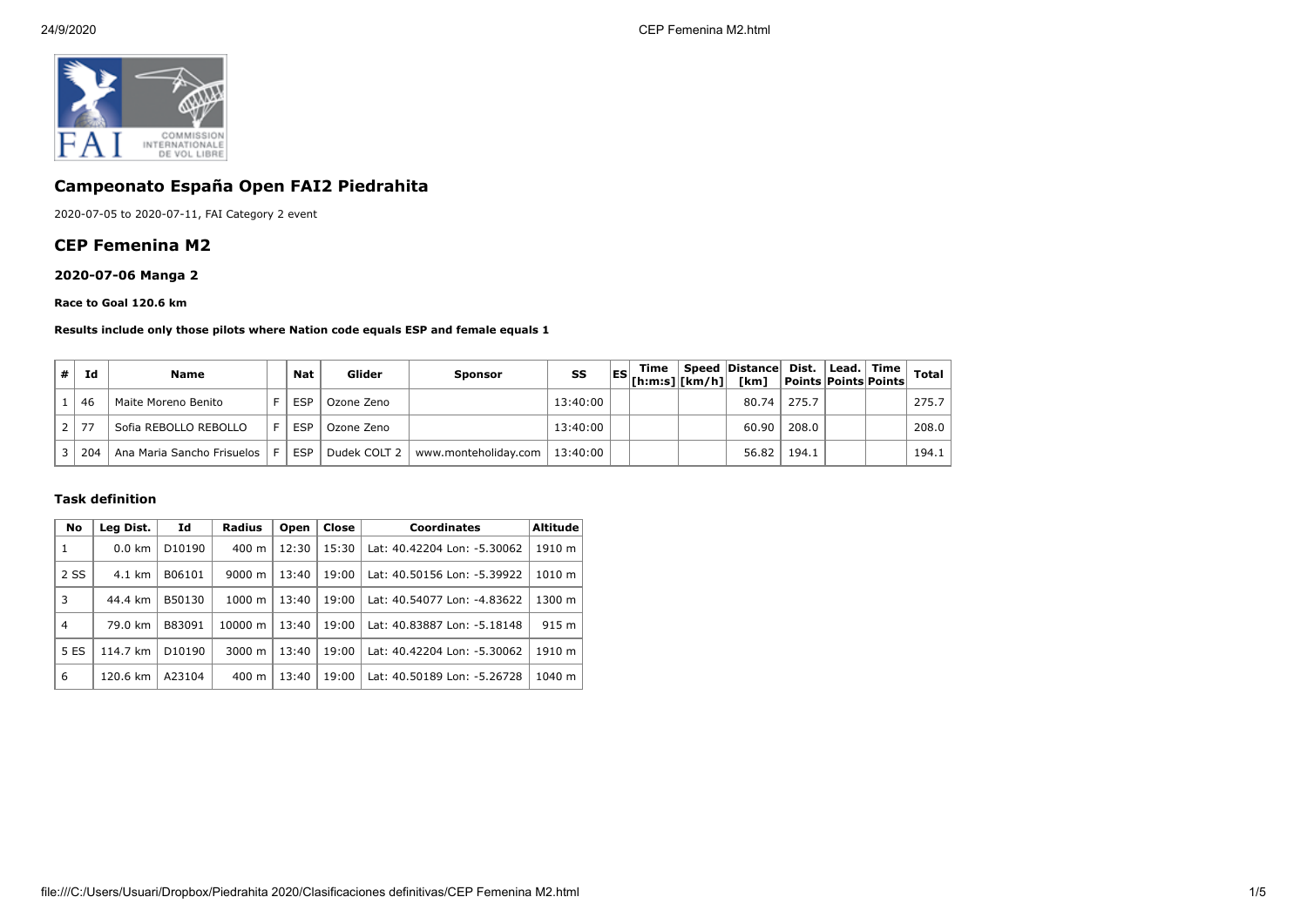## Campeonato España Open FAI2 Piedrahita

2020-07-05 to 2020-07-11, FAI Category 2 event

## CEP Femenina M2

### 2020-07-06 Manga 2

**Race to Goal 120.6 km**

**Results include only those pilots where Nation code equals ESP and female equals 1**

| # | Id | Name | | Nat | Glider | Sponsor | SS | ES | Time [h:m:s] | Speed [km/h] | Distance [km] | Dist. Points | Lead. Points | Time Points | Total |
|---|---|---|---|---|---|---|---|---|---|---|---|---|---|---|---|
| 1 | 46 | Maite Moreno Benito | F | ESP | Ozone Zeno | | 13:40:00 | | | | 80.74 | 275.7 | | | 275.7 |
| 2 | 77 | Sofia REBOLLO REBOLLO | F | ESP | Ozone Zeno | | 13:40:00 | | | | 60.90 | 208.0 | | | 208.0 |
| 3 | 204 | Ana Maria Sancho Frisuelos | F | ESP | Dudek COLT 2 | www.monteholiday.com | 13:40:00 | | | | 56.82 | 194.1 | | | 194.1 |

### Task definition

| No | Leg Dist. | Id | Radius | Open | Close | Coordinates | Altitude |
|---|---|---|---|---|---|---|---|
| 1 | 0.0 km | D10190 | 400 m | 12:30 | 15:30 | Lat: 40.42204 Lon: -5.30062 | 1910 m |
| 2 SS | 4.1 km | B06101 | 9000 m | 13:40 | 19:00 | Lat: 40.50156 Lon: -5.39922 | 1010 m |
| 3 | 44.4 km | B50130 | 1000 m | 13:40 | 19:00 | Lat: 40.54077 Lon: -4.83622 | 1300 m |
| 4 | 79.0 km | B83091 | 10000 m | 13:40 | 19:00 | Lat: 40.83887 Lon: -5.18148 | 915 m |
| 5 ES | 114.7 km | D10190 | 3000 m | 13:40 | 19:00 | Lat: 40.42204 Lon: -5.30062 | 1910 m |
| 6 | 120.6 km | A23104 | 400 m | 13:40 | 19:00 | Lat: 40.50189 Lon: -5.26728 | 1040 m |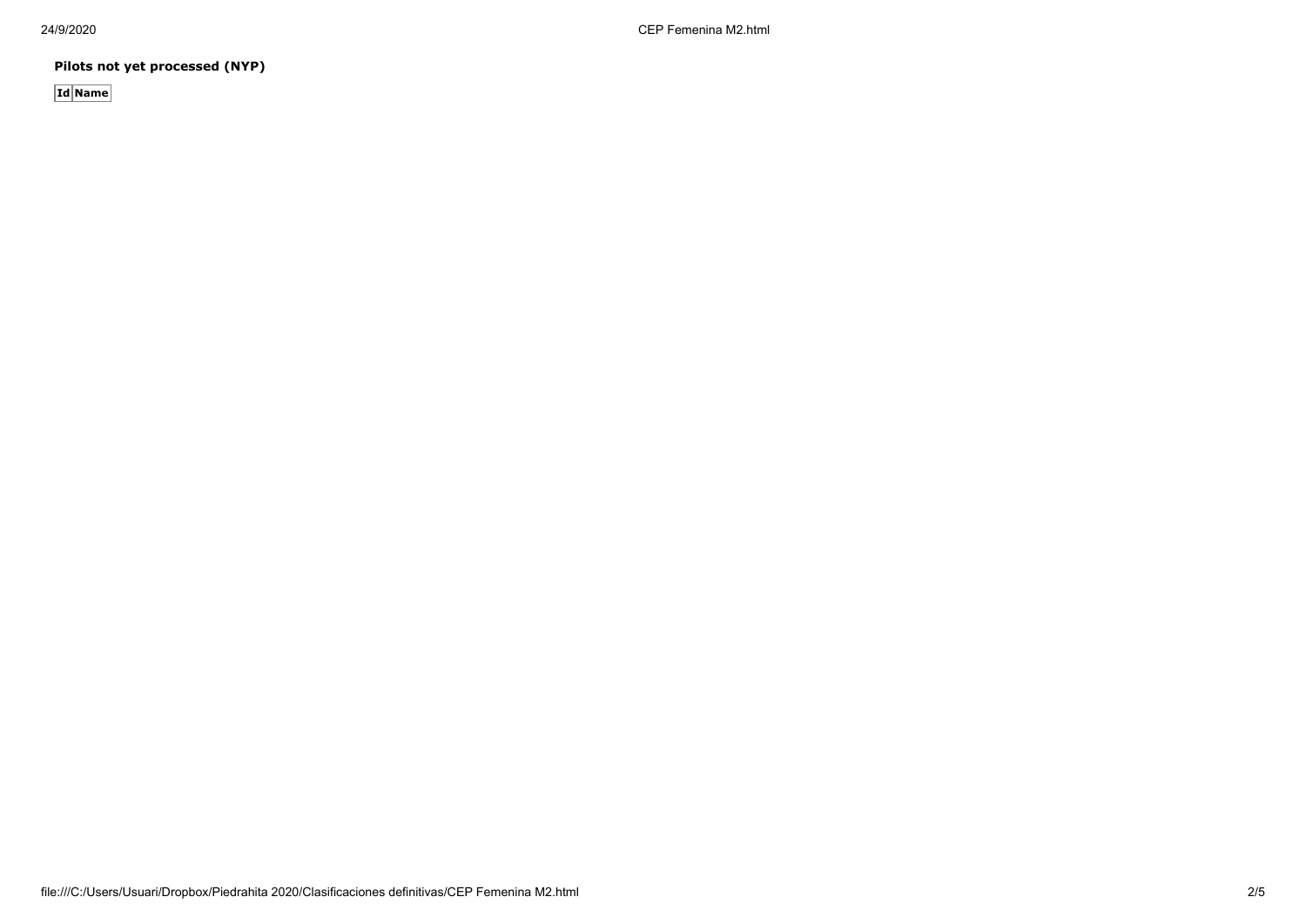**Pilots not yet processed (NYP)**

| Id | Name |
| --- | --- |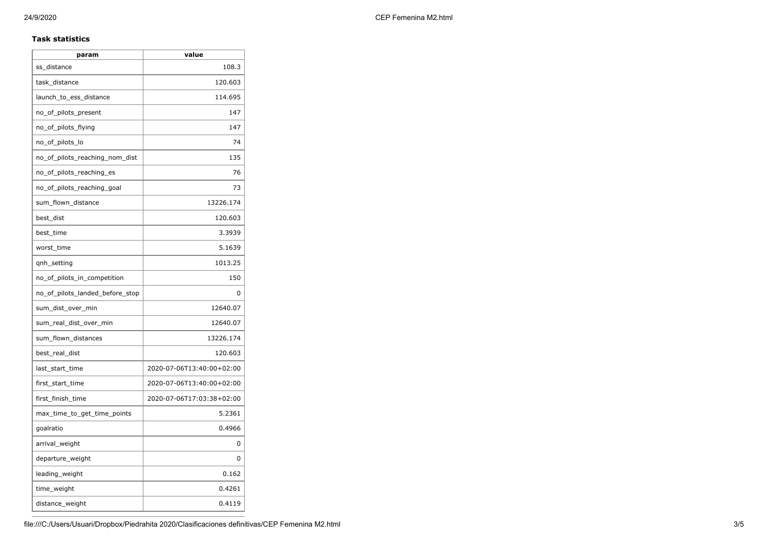**Task statistics**

| param | value |
| --- | --- |
| ss_distance | 108.3 |
| task_distance | 120.603 |
| launch_to_ess_distance | 114.695 |
| no_of_pilots_present | 147 |
| no_of_pilots_flying | 147 |
| no_of_pilots_lo | 74 |
| no_of_pilots_reaching_nom_dist | 135 |
| no_of_pilots_reaching_es | 76 |
| no_of_pilots_reaching_goal | 73 |
| sum_flown_distance | 13226.174 |
| best_dist | 120.603 |
| best_time | 3.3939 |
| worst_time | 5.1639 |
| qnh_setting | 1013.25 |
| no_of_pilots_in_competition | 150 |
| no_of_pilots_landed_before_stop | 0 |
| sum_dist_over_min | 12640.07 |
| sum_real_dist_over_min | 12640.07 |
| sum_flown_distances | 13226.174 |
| best_real_dist | 120.603 |
| last_start_time | 2020-07-06T13:40:00+02:00 |
| first_start_time | 2020-07-06T13:40:00+02:00 |
| first_finish_time | 2020-07-06T17:03:38+02:00 |
| max_time_to_get_time_points | 5.2361 |
| goalratio | 0.4966 |
| arrival_weight | 0 |
| departure_weight | 0 |
| leading_weight | 0.162 |
| time_weight | 0.4261 |
| distance_weight | 0.4119 |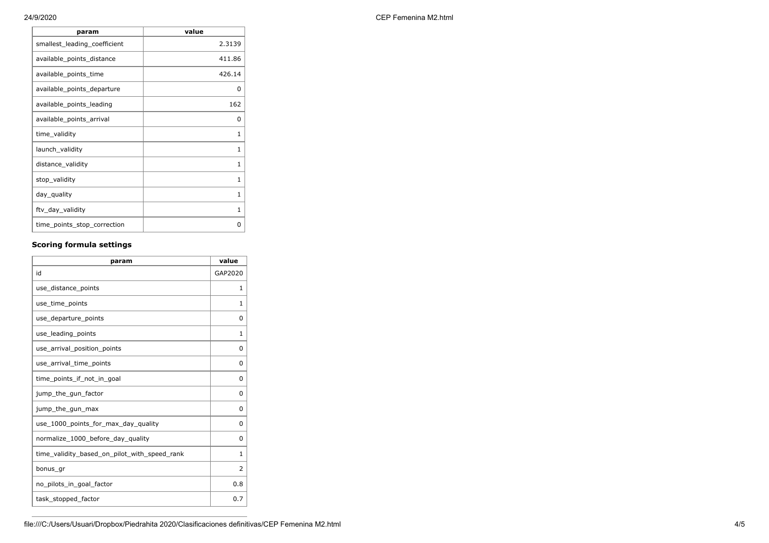| param | value |
|---|---|
| smallest_leading_coefficient | 2.3139 |
| available_points_distance | 411.86 |
| available_points_time | 426.14 |
| available_points_departure | 0 |
| available_points_leading | 162 |
| available_points_arrival | 0 |
| time_validity | 1 |
| launch_validity | 1 |
| distance_validity | 1 |
| stop_validity | 1 |
| day_quality | 1 |
| ftv_day_validity | 1 |
| time_points_stop_correction | 0 |

### Scoring formula settings

| param | value |
|---|---|
| id | GAP2020 |
| use_distance_points | 1 |
| use_time_points | 1 |
| use_departure_points | 0 |
| use_leading_points | 1 |
| use_arrival_position_points | 0 |
| use_arrival_time_points | 0 |
| time_points_if_not_in_goal | 0 |
| jump_the_gun_factor | 0 |
| jump_the_gun_max | 0 |
| use_1000_points_for_max_day_quality | 0 |
| normalize_1000_before_day_quality | 0 |
| time_validity_based_on_pilot_with_speed_rank | 1 |
| bonus_gr | 2 |
| no_pilots_in_goal_factor | 0.8 |
| task_stopped_factor | 0.7 |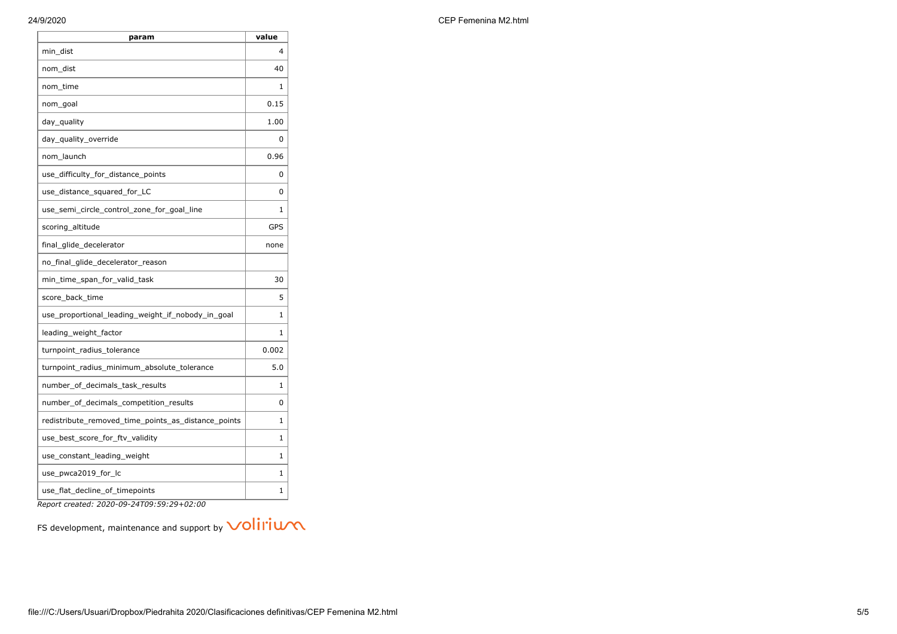| param | value |
|---|---|
| min_dist | 4 |
| nom_dist | 40 |
| nom_time | 1 |
| nom_goal | 0.15 |
| day_quality | 1.00 |
| day_quality_override | 0 |
| nom_launch | 0.96 |
| use_difficulty_for_distance_points | 0 |
| use_distance_squared_for_LC | 0 |
| use_semi_circle_control_zone_for_goal_line | 1 |
| scoring_altitude | GPS |
| final_glide_decelerator | none |
| no_final_glide_decelerator_reason | |
| min_time_span_for_valid_task | 30 |
| score_back_time | 5 |
| use_proportional_leading_weight_if_nobody_in_goal | 1 |
| leading_weight_factor | 1 |
| turnpoint_radius_tolerance | 0.002 |
| turnpoint_radius_minimum_absolute_tolerance | 5.0 |
| number_of_decimals_task_results | 1 |
| number_of_decimals_competition_results | 0 |
| redistribute_removed_time_points_as_distance_points | 1 |
| use_best_score_for_ftv_validity | 1 |
| use_constant_leading_weight | 1 |
| use_pwca2019_for_lc | 1 |
| use_flat_decline_of_timepoints | 1 |

*Report created: 2020-09-24T09:59:29+02:00*

FS development, maintenance and support by volirium